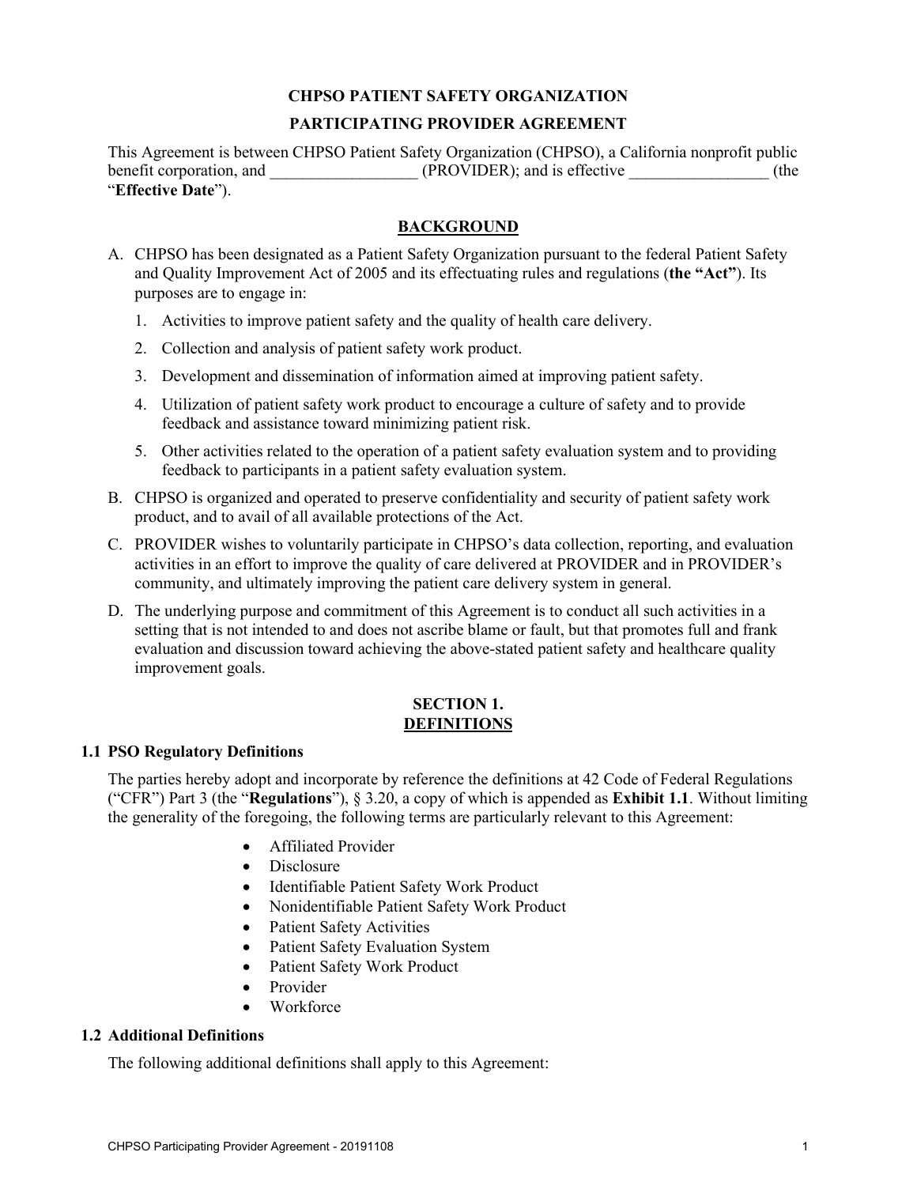**CHPSO PATIENT SAFETY ORGANIZATION**

**PARTICIPATING PROVIDER AGREEMENT**

This Agreement is between CHPSO Patient Safety Organization (CHPSO), a California nonprofit public benefit corporation, and __________________ (PROVIDER); and is effective _________________ (the "**Effective Date**").

## BACKGROUND

A. CHPSO has been designated as a Patient Safety Organization pursuant to the federal Patient Safety and Quality Improvement Act of 2005 and its effectuating rules and regulations (**the "Act"**). Its purposes are to engage in:

   1. Activities to improve patient safety and the quality of health care delivery.
   2. Collection and analysis of patient safety work product.
   3. Development and dissemination of information aimed at improving patient safety.
   4. Utilization of patient safety work product to encourage a culture of safety and to provide feedback and assistance toward minimizing patient risk.
   5. Other activities related to the operation of a patient safety evaluation system and to providing feedback to participants in a patient safety evaluation system.

B. CHPSO is organized and operated to preserve confidentiality and security of patient safety work product, and to avail of all available protections of the Act.

C. PROVIDER wishes to voluntarily participate in CHPSO's data collection, reporting, and evaluation activities in an effort to improve the quality of care delivered at PROVIDER and in PROVIDER's community, and ultimately improving the patient care delivery system in general.

D. The underlying purpose and commitment of this Agreement is to conduct all such activities in a setting that is not intended to and does not ascribe blame or fault, but that promotes full and frank evaluation and discussion toward achieving the above-stated patient safety and healthcare quality improvement goals.

## SECTION 1. DEFINITIONS

### 1.1 PSO Regulatory Definitions

The parties hereby adopt and incorporate by reference the definitions at 42 Code of Federal Regulations ("CFR") Part 3 (the "**Regulations**"), § 3.20, a copy of which is appended as **Exhibit 1.1**. Without limiting the generality of the foregoing, the following terms are particularly relevant to this Agreement:

- Affiliated Provider
- Disclosure
- Identifiable Patient Safety Work Product
- Nonidentifiable Patient Safety Work Product
- Patient Safety Activities
- Patient Safety Evaluation System
- Patient Safety Work Product
- Provider
- Workforce

### 1.2 Additional Definitions

The following additional definitions shall apply to this Agreement: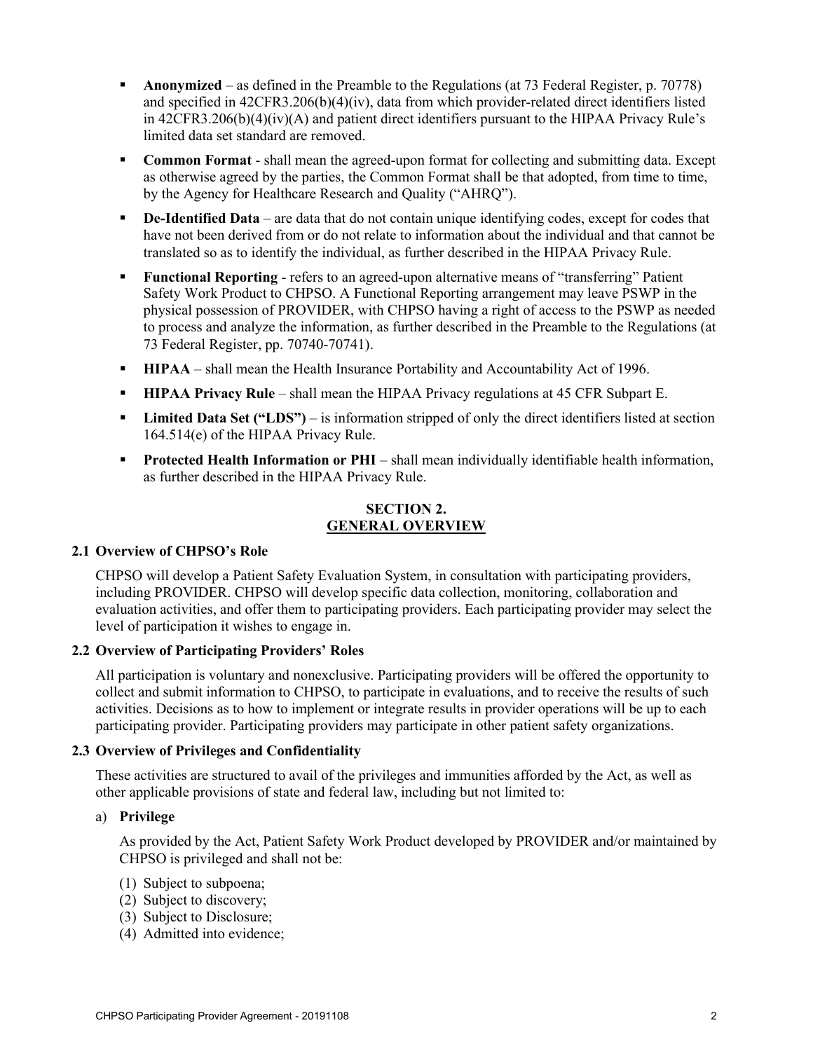- **Anonymized** – as defined in the Preamble to the Regulations (at 73 Federal Register, p. 70778) and specified in 42CFR3.206(b)(4)(iv), data from which provider-related direct identifiers listed in 42CFR3.206(b)(4)(iv)(A) and patient direct identifiers pursuant to the HIPAA Privacy Rule's limited data set standard are removed.
- **Common Format** - shall mean the agreed-upon format for collecting and submitting data. Except as otherwise agreed by the parties, the Common Format shall be that adopted, from time to time, by the Agency for Healthcare Research and Quality ("AHRQ").
- **De-Identified Data** – are data that do not contain unique identifying codes, except for codes that have not been derived from or do not relate to information about the individual and that cannot be translated so as to identify the individual, as further described in the HIPAA Privacy Rule.
- **Functional Reporting** - refers to an agreed-upon alternative means of "transferring" Patient Safety Work Product to CHPSO. A Functional Reporting arrangement may leave PSWP in the physical possession of PROVIDER, with CHPSO having a right of access to the PSWP as needed to process and analyze the information, as further described in the Preamble to the Regulations (at 73 Federal Register, pp. 70740-70741).
- **HIPAA** – shall mean the Health Insurance Portability and Accountability Act of 1996.
- **HIPAA Privacy Rule** – shall mean the HIPAA Privacy regulations at 45 CFR Subpart E.
- **Limited Data Set ("LDS")** – is information stripped of only the direct identifiers listed at section 164.514(e) of the HIPAA Privacy Rule.
- **Protected Health Information or PHI** – shall mean individually identifiable health information, as further described in the HIPAA Privacy Rule.

## SECTION 2. GENERAL OVERVIEW

### 2.1 Overview of CHPSO's Role

CHPSO will develop a Patient Safety Evaluation System, in consultation with participating providers, including PROVIDER. CHPSO will develop specific data collection, monitoring, collaboration and evaluation activities, and offer them to participating providers. Each participating provider may select the level of participation it wishes to engage in.

### 2.2 Overview of Participating Providers' Roles

All participation is voluntary and nonexclusive. Participating providers will be offered the opportunity to collect and submit information to CHPSO, to participate in evaluations, and to receive the results of such activities. Decisions as to how to implement or integrate results in provider operations will be up to each participating provider. Participating providers may participate in other patient safety organizations.

### 2.3 Overview of Privileges and Confidentiality

These activities are structured to avail of the privileges and immunities afforded by the Act, as well as other applicable provisions of state and federal law, including but not limited to:

a) **Privilege**

As provided by the Act, Patient Safety Work Product developed by PROVIDER and/or maintained by CHPSO is privileged and shall not be:

(1) Subject to subpoena;
(2) Subject to discovery;
(3) Subject to Disclosure;
(4) Admitted into evidence;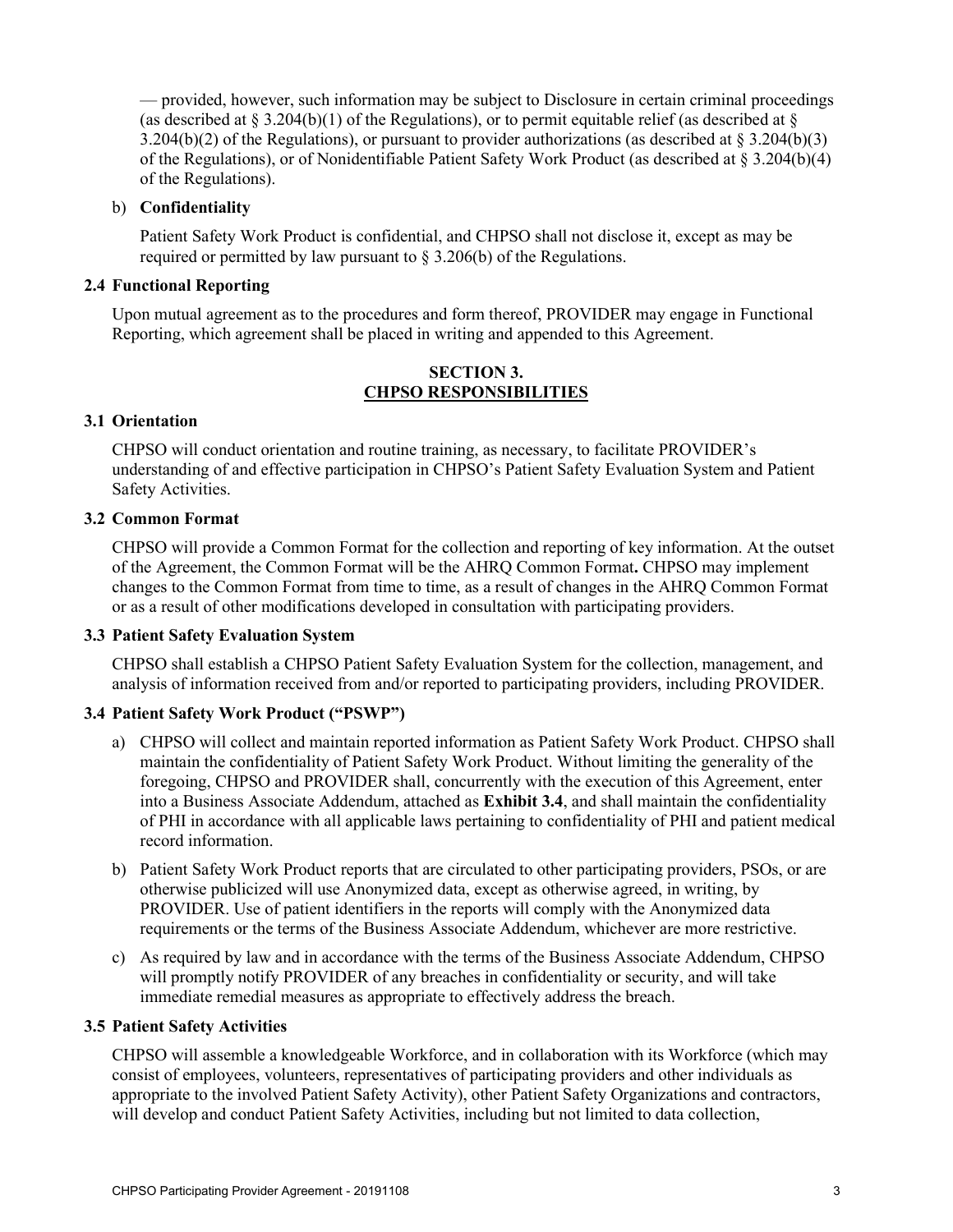— provided, however, such information may be subject to Disclosure in certain criminal proceedings (as described at § 3.204(b)(1) of the Regulations), or to permit equitable relief (as described at § 3.204(b)(2) of the Regulations), or pursuant to provider authorizations (as described at § 3.204(b)(3) of the Regulations), or of Nonidentifiable Patient Safety Work Product (as described at § 3.204(b)(4) of the Regulations).

b) **Confidentiality**

Patient Safety Work Product is confidential, and CHPSO shall not disclose it, except as may be required or permitted by law pursuant to § 3.206(b) of the Regulations.

### 2.4 Functional Reporting

Upon mutual agreement as to the procedures and form thereof, PROVIDER may engage in Functional Reporting, which agreement shall be placed in writing and appended to this Agreement.

## SECTION 3. CHPSO RESPONSIBILITIES

### 3.1 Orientation

CHPSO will conduct orientation and routine training, as necessary, to facilitate PROVIDER's understanding of and effective participation in CHPSO's Patient Safety Evaluation System and Patient Safety Activities.

### 3.2 Common Format

CHPSO will provide a Common Format for the collection and reporting of key information. At the outset of the Agreement, the Common Format will be the AHRQ Common Format**.** CHPSO may implement changes to the Common Format from time to time, as a result of changes in the AHRQ Common Format or as a result of other modifications developed in consultation with participating providers.

### 3.3 Patient Safety Evaluation System

CHPSO shall establish a CHPSO Patient Safety Evaluation System for the collection, management, and analysis of information received from and/or reported to participating providers, including PROVIDER.

### 3.4 Patient Safety Work Product ("PSWP")

a) CHPSO will collect and maintain reported information as Patient Safety Work Product. CHPSO shall maintain the confidentiality of Patient Safety Work Product. Without limiting the generality of the foregoing, CHPSO and PROVIDER shall, concurrently with the execution of this Agreement, enter into a Business Associate Addendum, attached as **Exhibit 3.4**, and shall maintain the confidentiality of PHI in accordance with all applicable laws pertaining to confidentiality of PHI and patient medical record information.

b) Patient Safety Work Product reports that are circulated to other participating providers, PSOs, or are otherwise publicized will use Anonymized data, except as otherwise agreed, in writing, by PROVIDER. Use of patient identifiers in the reports will comply with the Anonymized data requirements or the terms of the Business Associate Addendum, whichever are more restrictive.

c) As required by law and in accordance with the terms of the Business Associate Addendum, CHPSO will promptly notify PROVIDER of any breaches in confidentiality or security, and will take immediate remedial measures as appropriate to effectively address the breach.

### 3.5 Patient Safety Activities

CHPSO will assemble a knowledgeable Workforce, and in collaboration with its Workforce (which may consist of employees, volunteers, representatives of participating providers and other individuals as appropriate to the involved Patient Safety Activity), other Patient Safety Organizations and contractors, will develop and conduct Patient Safety Activities, including but not limited to data collection,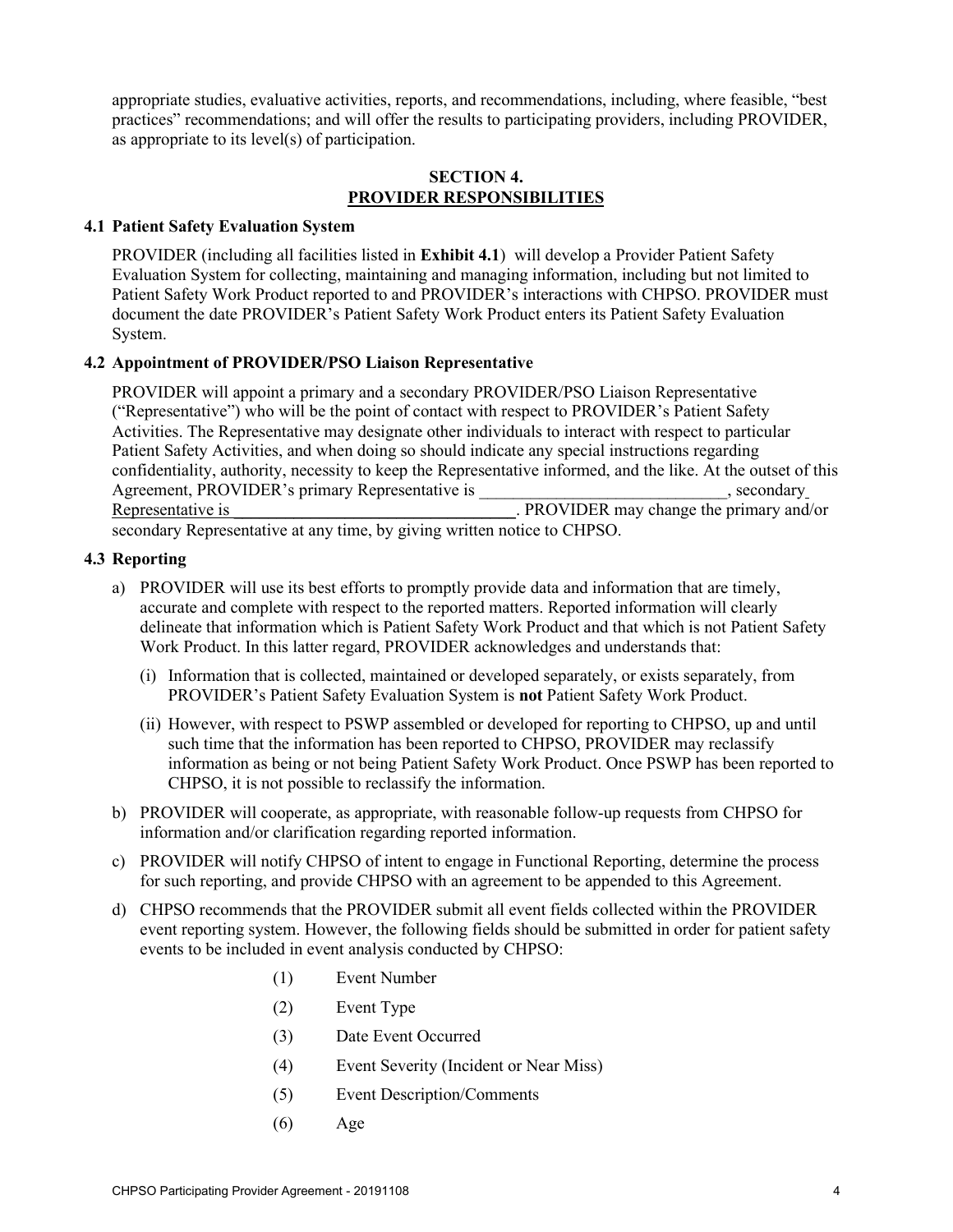appropriate studies, evaluative activities, reports, and recommendations, including, where feasible, "best practices" recommendations; and will offer the results to participating providers, including PROVIDER, as appropriate to its level(s) of participation.

## SECTION 4.
## PROVIDER RESPONSIBILITIES

### 4.1 Patient Safety Evaluation System

PROVIDER (including all facilities listed in **Exhibit 4.1**) will develop a Provider Patient Safety Evaluation System for collecting, maintaining and managing information, including but not limited to Patient Safety Work Product reported to and PROVIDER's interactions with CHPSO. PROVIDER must document the date PROVIDER's Patient Safety Work Product enters its Patient Safety Evaluation System.

### 4.2 Appointment of PROVIDER/PSO Liaison Representative

PROVIDER will appoint a primary and a secondary PROVIDER/PSO Liaison Representative ("Representative") who will be the point of contact with respect to PROVIDER's Patient Safety Activities. The Representative may designate other individuals to interact with respect to particular Patient Safety Activities, and when doing so should indicate any special instructions regarding confidentiality, authority, necessity to keep the Representative informed, and the like. At the outset of this Agreement, PROVIDER's primary Representative is ______________________________, secondary Representative is __________________________________. PROVIDER may change the primary and/or secondary Representative at any time, by giving written notice to CHPSO.

### 4.3 Reporting

a) PROVIDER will use its best efforts to promptly provide data and information that are timely, accurate and complete with respect to the reported matters. Reported information will clearly delineate that information which is Patient Safety Work Product and that which is not Patient Safety Work Product. In this latter regard, PROVIDER acknowledges and understands that:

   (i) Information that is collected, maintained or developed separately, or exists separately, from PROVIDER's Patient Safety Evaluation System is **not** Patient Safety Work Product.

   (ii) However, with respect to PSWP assembled or developed for reporting to CHPSO, up and until such time that the information has been reported to CHPSO, PROVIDER may reclassify information as being or not being Patient Safety Work Product. Once PSWP has been reported to CHPSO, it is not possible to reclassify the information.

b) PROVIDER will cooperate, as appropriate, with reasonable follow-up requests from CHPSO for information and/or clarification regarding reported information.

c) PROVIDER will notify CHPSO of intent to engage in Functional Reporting, determine the process for such reporting, and provide CHPSO with an agreement to be appended to this Agreement.

d) CHPSO recommends that the PROVIDER submit all event fields collected within the PROVIDER event reporting system. However, the following fields should be submitted in order for patient safety events to be included in event analysis conducted by CHPSO:

   (1) Event Number

   (2) Event Type

   (3) Date Event Occurred

   (4) Event Severity (Incident or Near Miss)

   (5) Event Description/Comments

   (6) Age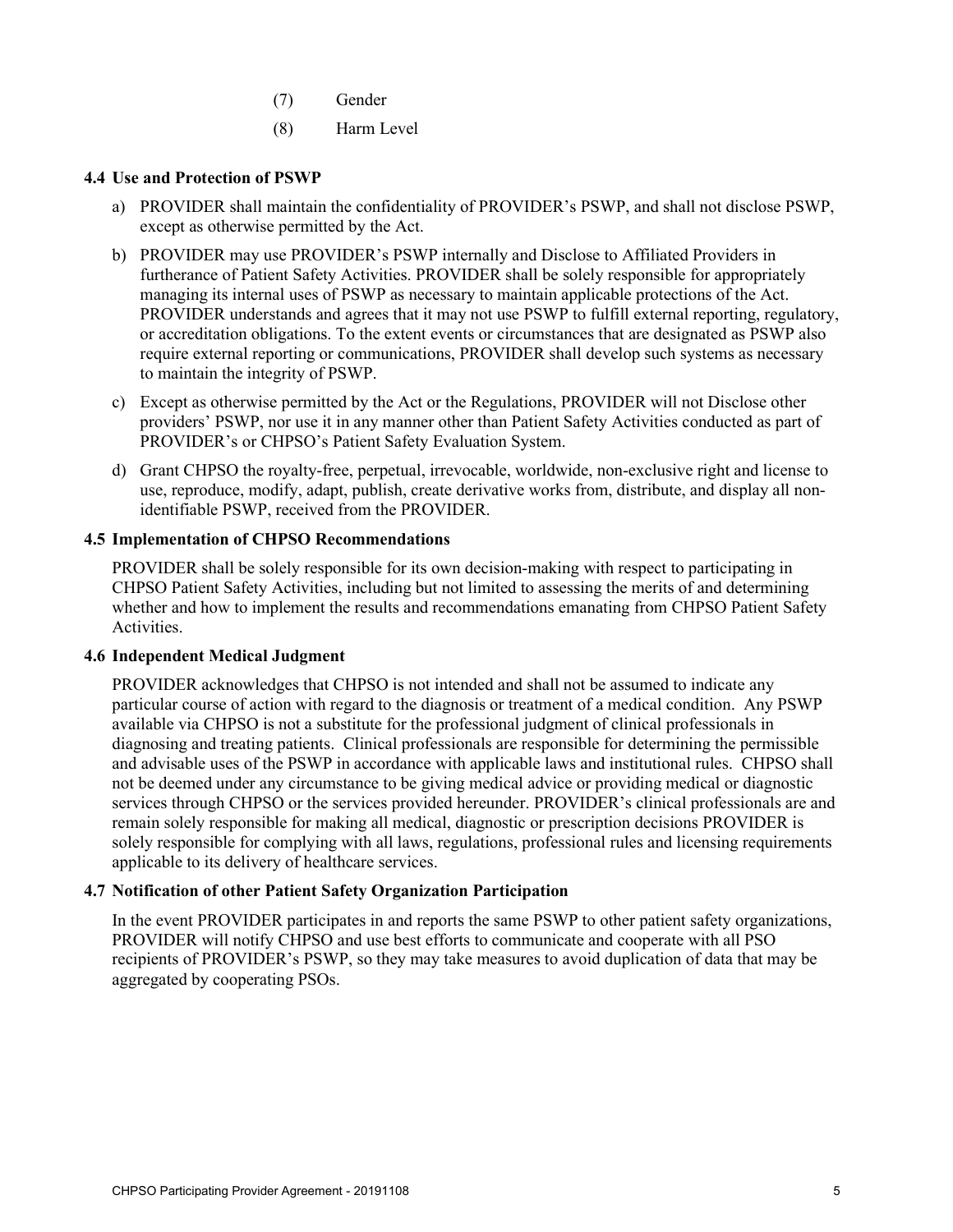(7) Gender

(8) Harm Level

### 4.4 Use and Protection of PSWP

a) PROVIDER shall maintain the confidentiality of PROVIDER's PSWP, and shall not disclose PSWP, except as otherwise permitted by the Act.

b) PROVIDER may use PROVIDER's PSWP internally and Disclose to Affiliated Providers in furtherance of Patient Safety Activities. PROVIDER shall be solely responsible for appropriately managing its internal uses of PSWP as necessary to maintain applicable protections of the Act. PROVIDER understands and agrees that it may not use PSWP to fulfill external reporting, regulatory, or accreditation obligations. To the extent events or circumstances that are designated as PSWP also require external reporting or communications, PROVIDER shall develop such systems as necessary to maintain the integrity of PSWP.

c) Except as otherwise permitted by the Act or the Regulations, PROVIDER will not Disclose other providers' PSWP, nor use it in any manner other than Patient Safety Activities conducted as part of PROVIDER's or CHPSO's Patient Safety Evaluation System.

d) Grant CHPSO the royalty-free, perpetual, irrevocable, worldwide, non-exclusive right and license to use, reproduce, modify, adapt, publish, create derivative works from, distribute, and display all non-identifiable PSWP, received from the PROVIDER.

### 4.5 Implementation of CHPSO Recommendations

PROVIDER shall be solely responsible for its own decision-making with respect to participating in CHPSO Patient Safety Activities, including but not limited to assessing the merits of and determining whether and how to implement the results and recommendations emanating from CHPSO Patient Safety Activities.

### 4.6 Independent Medical Judgment

PROVIDER acknowledges that CHPSO is not intended and shall not be assumed to indicate any particular course of action with regard to the diagnosis or treatment of a medical condition. Any PSWP available via CHPSO is not a substitute for the professional judgment of clinical professionals in diagnosing and treating patients. Clinical professionals are responsible for determining the permissible and advisable uses of the PSWP in accordance with applicable laws and institutional rules. CHPSO shall not be deemed under any circumstance to be giving medical advice or providing medical or diagnostic services through CHPSO or the services provided hereunder. PROVIDER's clinical professionals are and remain solely responsible for making all medical, diagnostic or prescription decisions PROVIDER is solely responsible for complying with all laws, regulations, professional rules and licensing requirements applicable to its delivery of healthcare services.

### 4.7 Notification of other Patient Safety Organization Participation

In the event PROVIDER participates in and reports the same PSWP to other patient safety organizations, PROVIDER will notify CHPSO and use best efforts to communicate and cooperate with all PSO recipients of PROVIDER's PSWP, so they may take measures to avoid duplication of data that may be aggregated by cooperating PSOs.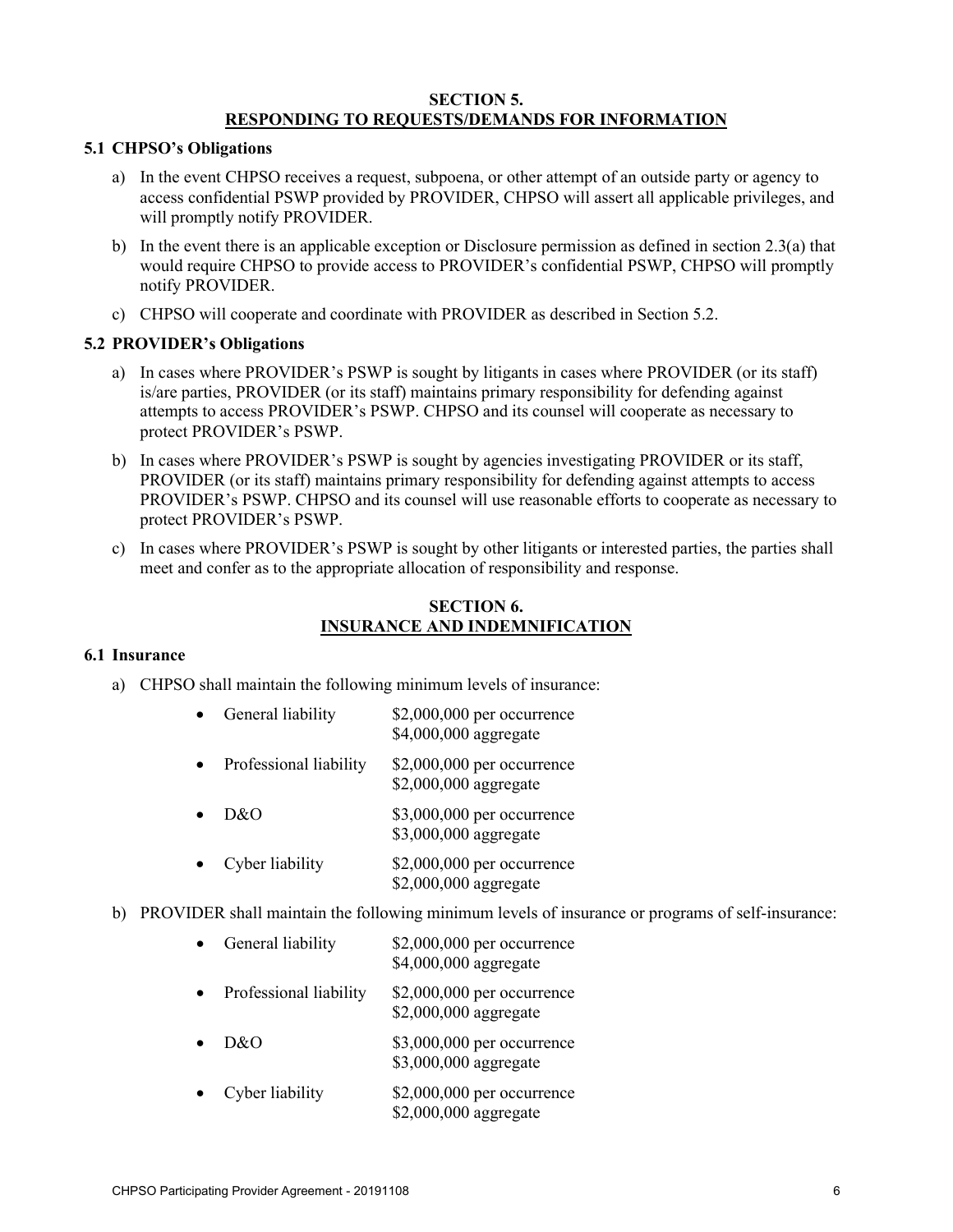## SECTION 5.
## RESPONDING TO REQUESTS/DEMANDS FOR INFORMATION

### 5.1 CHPSO's Obligations

a) In the event CHPSO receives a request, subpoena, or other attempt of an outside party or agency to access confidential PSWP provided by PROVIDER, CHPSO will assert all applicable privileges, and will promptly notify PROVIDER.

b) In the event there is an applicable exception or Disclosure permission as defined in section 2.3(a) that would require CHPSO to provide access to PROVIDER's confidential PSWP, CHPSO will promptly notify PROVIDER.

c) CHPSO will cooperate and coordinate with PROVIDER as described in Section 5.2.

### 5.2 PROVIDER's Obligations

a) In cases where PROVIDER's PSWP is sought by litigants in cases where PROVIDER (or its staff) is/are parties, PROVIDER (or its staff) maintains primary responsibility for defending against attempts to access PROVIDER's PSWP. CHPSO and its counsel will cooperate as necessary to protect PROVIDER's PSWP.

b) In cases where PROVIDER's PSWP is sought by agencies investigating PROVIDER or its staff, PROVIDER (or its staff) maintains primary responsibility for defending against attempts to access PROVIDER's PSWP. CHPSO and its counsel will use reasonable efforts to cooperate as necessary to protect PROVIDER's PSWP.

c) In cases where PROVIDER's PSWP is sought by other litigants or interested parties, the parties shall meet and confer as to the appropriate allocation of responsibility and response.

## SECTION 6.
## INSURANCE AND INDEMNIFICATION

### 6.1 Insurance

a) CHPSO shall maintain the following minimum levels of insurance:

- General liability — $2,000,000 per occurrence, $4,000,000 aggregate
- Professional liability — $2,000,000 per occurrence, $2,000,000 aggregate
- D&O — $3,000,000 per occurrence, $3,000,000 aggregate
- Cyber liability — $2,000,000 per occurrence, $2,000,000 aggregate

b) PROVIDER shall maintain the following minimum levels of insurance or programs of self-insurance:

- General liability — $2,000,000 per occurrence, $4,000,000 aggregate
- Professional liability — $2,000,000 per occurrence, $2,000,000 aggregate
- D&O — $3,000,000 per occurrence, $3,000,000 aggregate
- Cyber liability — $2,000,000 per occurrence, $2,000,000 aggregate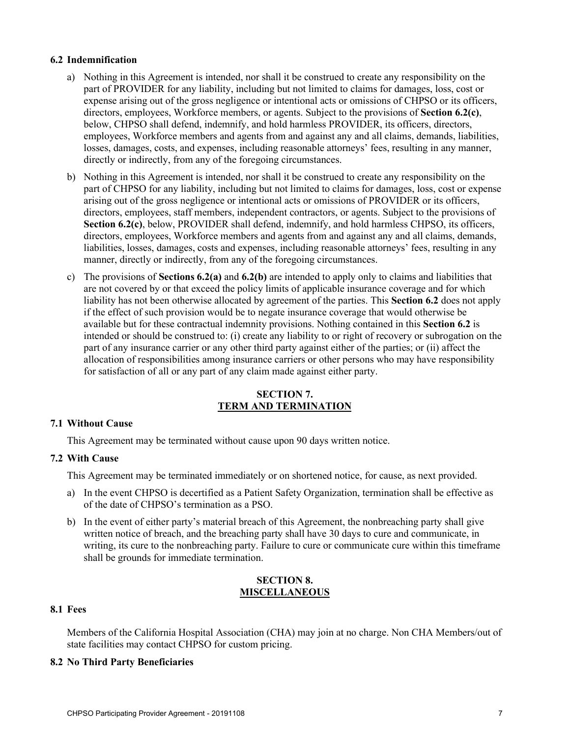### 6.2 Indemnification

a) Nothing in this Agreement is intended, nor shall it be construed to create any responsibility on the part of PROVIDER for any liability, including but not limited to claims for damages, loss, cost or expense arising out of the gross negligence or intentional acts or omissions of CHPSO or its officers, directors, employees, Workforce members, or agents. Subject to the provisions of **Section 6.2(c)**, below, CHPSO shall defend, indemnify, and hold harmless PROVIDER, its officers, directors, employees, Workforce members and agents from and against any and all claims, demands, liabilities, losses, damages, costs, and expenses, including reasonable attorneys' fees, resulting in any manner, directly or indirectly, from any of the foregoing circumstances.

b) Nothing in this Agreement is intended, nor shall it be construed to create any responsibility on the part of CHPSO for any liability, including but not limited to claims for damages, loss, cost or expense arising out of the gross negligence or intentional acts or omissions of PROVIDER or its officers, directors, employees, staff members, independent contractors, or agents. Subject to the provisions of **Section 6.2(c)**, below, PROVIDER shall defend, indemnify, and hold harmless CHPSO, its officers, directors, employees, Workforce members and agents from and against any and all claims, demands, liabilities, losses, damages, costs and expenses, including reasonable attorneys' fees, resulting in any manner, directly or indirectly, from any of the foregoing circumstances.

c) The provisions of **Sections 6.2(a)** and **6.2(b)** are intended to apply only to claims and liabilities that are not covered by or that exceed the policy limits of applicable insurance coverage and for which liability has not been otherwise allocated by agreement of the parties. This **Section 6.2** does not apply if the effect of such provision would be to negate insurance coverage that would otherwise be available but for these contractual indemnity provisions. Nothing contained in this **Section 6.2** is intended or should be construed to: (i) create any liability to or right of recovery or subrogation on the part of any insurance carrier or any other third party against either of the parties; or (ii) affect the allocation of responsibilities among insurance carriers or other persons who may have responsibility for satisfaction of all or any part of any claim made against either party.

## SECTION 7.
## TERM AND TERMINATION

### 7.1 Without Cause

This Agreement may be terminated without cause upon 90 days written notice.

### 7.2 With Cause

This Agreement may be terminated immediately or on shortened notice, for cause, as next provided.

a) In the event CHPSO is decertified as a Patient Safety Organization, termination shall be effective as of the date of CHPSO's termination as a PSO.

b) In the event of either party's material breach of this Agreement, the nonbreaching party shall give written notice of breach, and the breaching party shall have 30 days to cure and communicate, in writing, its cure to the nonbreaching party. Failure to cure or communicate cure within this timeframe shall be grounds for immediate termination.

## SECTION 8.
## MISCELLANEOUS

### 8.1 Fees

Members of the California Hospital Association (CHA) may join at no charge. Non CHA Members/out of state facilities may contact CHPSO for custom pricing.

### 8.2 No Third Party Beneficiaries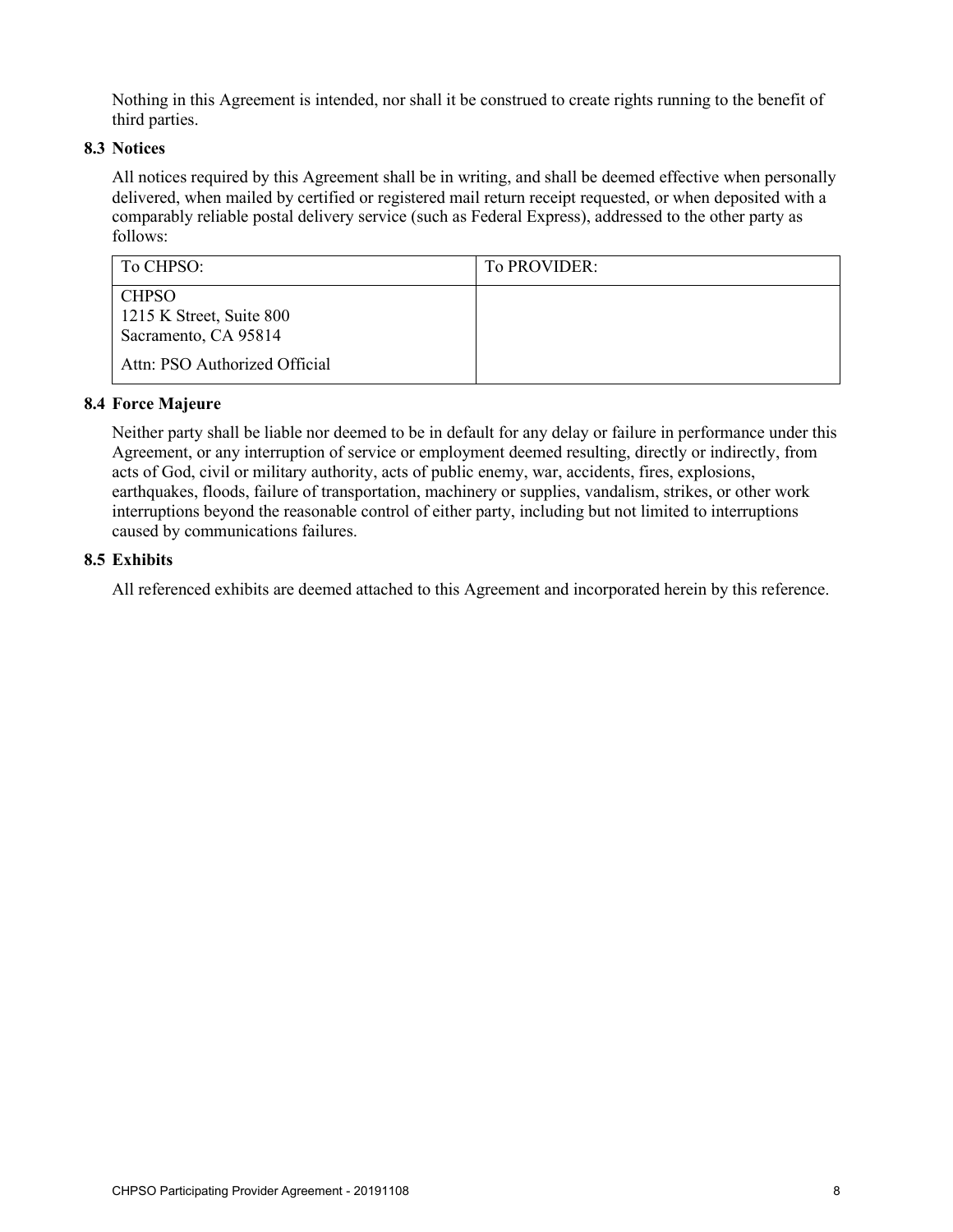Nothing in this Agreement is intended, nor shall it be construed to create rights running to the benefit of third parties.

### 8.3 Notices

All notices required by this Agreement shall be in writing, and shall be deemed effective when personally delivered, when mailed by certified or registered mail return receipt requested, or when deposited with a comparably reliable postal delivery service (such as Federal Express), addressed to the other party as follows:

| To CHPSO: | To PROVIDER: |
|---|---|
| CHPSO<br>1215 K Street, Suite 800<br>Sacramento, CA 95814<br><br>Attn: PSO Authorized Official | |

### 8.4 Force Majeure

Neither party shall be liable nor deemed to be in default for any delay or failure in performance under this Agreement, or any interruption of service or employment deemed resulting, directly or indirectly, from acts of God, civil or military authority, acts of public enemy, war, accidents, fires, explosions, earthquakes, floods, failure of transportation, machinery or supplies, vandalism, strikes, or other work interruptions beyond the reasonable control of either party, including but not limited to interruptions caused by communications failures.

### 8.5 Exhibits

All referenced exhibits are deemed attached to this Agreement and incorporated herein by this reference.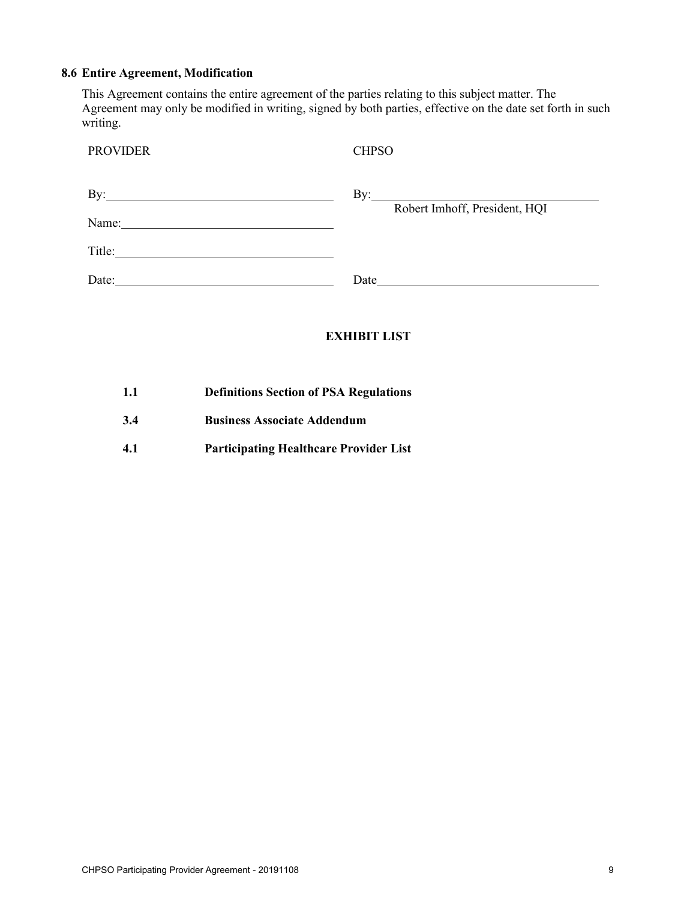### 8.6 Entire Agreement, Modification

This Agreement contains the entire agreement of the parties relating to this subject matter. The Agreement may only be modified in writing, signed by both parties, effective on the date set forth in such writing.

| PROVIDER | CHPSO |
|---|---|
| By:\_\_\_\_\_\_\_\_\_\_\_\_\_\_\_\_\_\_\_\_\_\_\_\_\_\_\_\_\_\_ | By:\_\_\_\_\_\_\_\_\_\_\_\_\_\_\_\_\_\_\_\_\_\_\_\_\_\_\_\_\_\_ |
| Name:\_\_\_\_\_\_\_\_\_\_\_\_\_\_\_\_\_\_\_\_\_\_\_\_\_\_\_\_ | Robert Imhoff, President, HQI |
| Title:\_\_\_\_\_\_\_\_\_\_\_\_\_\_\_\_\_\_\_\_\_\_\_\_\_\_\_\_ | |
| Date:\_\_\_\_\_\_\_\_\_\_\_\_\_\_\_\_\_\_\_\_\_\_\_\_\_\_\_\_\_ | Date\_\_\_\_\_\_\_\_\_\_\_\_\_\_\_\_\_\_\_\_\_\_\_\_\_\_\_\_\_\_ |

## EXHIBIT LIST

| | |
|---|---|
| **1.1** | **Definitions Section of PSA Regulations** |
| **3.4** | **Business Associate Addendum** |
| **4.1** | **Participating Healthcare Provider List** |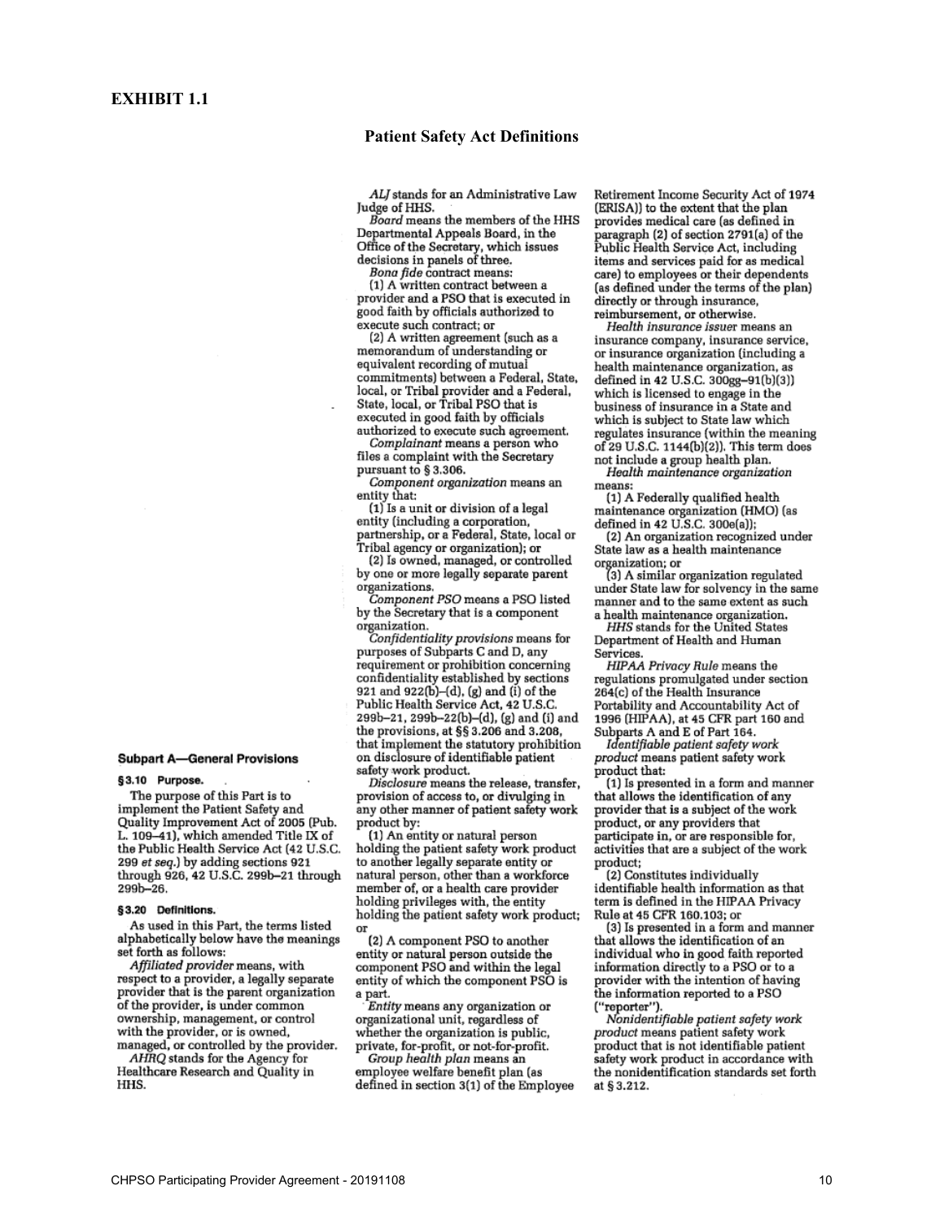# EXHIBIT 1.1

## Patient Safety Act Definitions

### Subpart A—General Provisions

**§3.10 Purpose.**

The purpose of this Part is to implement the Patient Safety and Quality Improvement Act of 2005 (Pub. L. 109–41), which amended Title IX of the Public Health Service Act (42 U.S.C. 299 *et seq.*) by adding sections 921 through 926, 42 U.S.C. 299b–21 through 299b–26.

**§3.20 Definitions.**

As used in this Part, the terms listed alphabetically below have the meanings set forth as follows:

*Affiliated provider* means, with respect to a provider, a legally separate provider that is the parent organization of the provider, is under common ownership, management, or control with the provider, or is owned, managed, or controlled by the provider.

*AHRQ* stands for the Agency for Healthcare Research and Quality in HHS.

*ALJ* stands for an Administrative Law Judge of HHS.

*Board* means the members of the HHS Departmental Appeals Board, in the Office of the Secretary, which issues decisions in panels of three.

*Bona fide* contract means:

(1) A written contract between a provider and a PSO that is executed in good faith by officials authorized to execute such contract; or

(2) A written agreement (such as a memorandum of understanding or equivalent recording of mutual commitments) between a Federal, State, local, or Tribal provider and a Federal, State, local, or Tribal PSO that is executed in good faith by officials authorized to execute such agreement.

*Complainant* means a person who files a complaint with the Secretary pursuant to § 3.306.

*Component organization* means an entity that:

(1) Is a unit or division of a legal entity (including a corporation, partnership, or a Federal, State, local or Tribal agency or organization); or

(2) Is owned, managed, or controlled by one or more legally separate parent organizations.

*Component PSO* means a PSO listed by the Secretary that is a component organization.

*Confidentiality provisions* means for purposes of Subparts C and D, any requirement or prohibition concerning confidentiality established by sections 921 and 922(b)–(d), (g) and (i) of the Public Health Service Act, 42 U.S.C. 299b–21, 299b–22(b)–(d), (g) and (i) and the provisions, at §§ 3.206 and 3.208, that implement the statutory prohibition on disclosure of identifiable patient safety work product.

*Disclosure* means the release, transfer, provision of access to, or divulging in any other manner of patient safety work product by:

(1) An entity or natural person holding the patient safety work product to another legally separate entity or natural person, other than a workforce member of, or a health care provider holding privileges with, the entity holding the patient safety work product; or

(2) A component PSO to another entity or natural person outside the component PSO and within the legal entity of which the component PSO is a part.

*Entity* means any organization or organizational unit, regardless of whether the organization is public, private, for-profit, or not-for-profit.

*Group health plan* means an employee welfare benefit plan (as defined in section 3(1) of the Employee Retirement Income Security Act of 1974 (ERISA)) to the extent that the plan provides medical care (as defined in paragraph (2) of section 2791(a) of the Public Health Service Act, including items and services paid for as medical care) to employees or their dependents (as defined under the terms of the plan) directly or through insurance, reimbursement, or otherwise.

*Health insurance issuer* means an insurance company, insurance service, or insurance organization (including a health maintenance organization, as defined in 42 U.S.C. 300gg–91(b)(3)) which is licensed to engage in the business of insurance in a State and which is subject to State law which regulates insurance (within the meaning of 29 U.S.C. 1144(b)(2)). This term does not include a group health plan.

*Health maintenance organization* means:

(1) A Federally qualified health maintenance organization (HMO) (as defined in 42 U.S.C. 300e(a));

(2) An organization recognized under State law as a health maintenance organization; or

(3) A similar organization regulated under State law for solvency in the same manner and to the same extent as such a health maintenance organization.

*HHS* stands for the United States Department of Health and Human Services.

*HIPAA Privacy Rule* means the regulations promulgated under section 264(c) of the Health Insurance Portability and Accountability Act of 1996 (HIPAA), at 45 CFR part 160 and Subparts A and E of Part 164.

*Identifiable patient safety work product* means patient safety work product that:

(1) Is presented in a form and manner that allows the identification of any provider that is a subject of the work product, or any providers that participate in, or are responsible for, activities that are a subject of the work product;

(2) Constitutes individually identifiable health information as that term is defined in the HIPAA Privacy Rule at 45 CFR 160.103; or

(3) Is presented in a form and manner that allows the identification of an individual who in good faith reported information directly to a PSO or to a provider with the intention of having the information reported to a PSO ("reporter").

*Nonidentifiable patient safety work product* means patient safety work product that is not identifiable patient safety work product in accordance with the nonidentification standards set forth at § 3.212.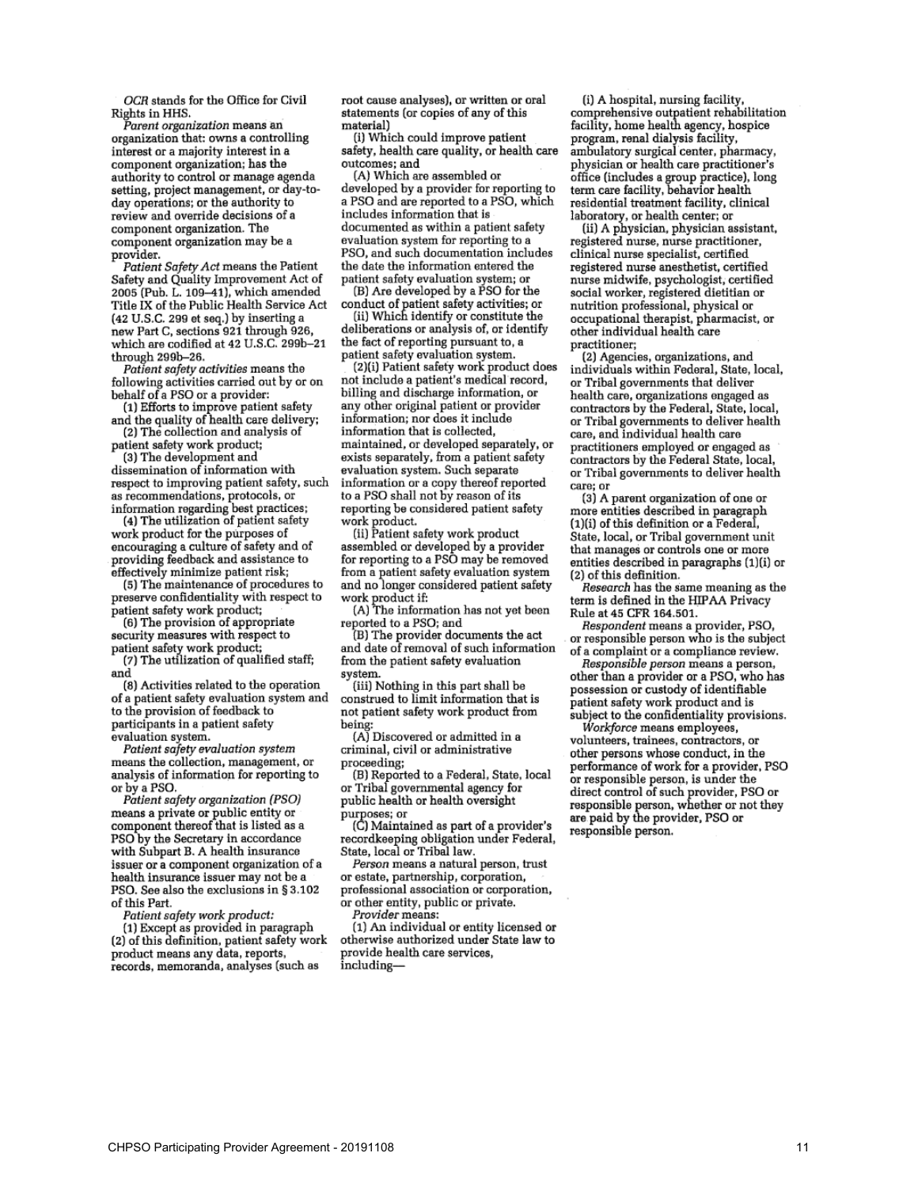*OCR* stands for the Office for Civil Rights in HHS.

*Parent organization* means an organization that: owns a controlling interest or a majority interest in a component organization; has the authority to control or manage agenda setting, project management, or day-to-day operations; or the authority to review and override decisions of a component organization. The component organization may be a provider.

*Patient Safety Act* means the Patient Safety and Quality Improvement Act of 2005 (Pub. L. 109–41), which amended Title IX of the Public Health Service Act (42 U.S.C. 299 et seq.) by inserting a new Part C, sections 921 through 926, which are codified at 42 U.S.C. 299b–21 through 299b–26.

*Patient safety activities* means the following activities carried out by or on behalf of a PSO or a provider:

(1) Efforts to improve patient safety and the quality of health care delivery;

(2) The collection and analysis of patient safety work product;

(3) The development and dissemination of information with respect to improving patient safety, such as recommendations, protocols, or information regarding best practices;

(4) The utilization of patient safety work product for the purposes of encouraging a culture of safety and of providing feedback and assistance to effectively minimize patient risk;

(5) The maintenance of procedures to preserve confidentiality with respect to patient safety work product;

(6) The provision of appropriate security measures with respect to patient safety work product;

(7) The utilization of qualified staff; and

(8) Activities related to the operation of a patient safety evaluation system and to the provision of feedback to participants in a patient safety evaluation system.

*Patient safety evaluation system* means the collection, management, or analysis of information for reporting to or by a PSO.

*Patient safety organization (PSO)* means a private or public entity or component thereof that is listed as a PSO by the Secretary in accordance with Subpart B. A health insurance issuer or a component organization of a health insurance issuer may not be a PSO. See also the exclusions in § 3.102 of this Part.

*Patient safety work product:*

(1) Except as provided in paragraph (2) of this definition, patient safety work product means any data, reports, records, memoranda, analyses (such as root cause analyses), or written or oral statements (or copies of any of this material)

(i) Which could improve patient safety, health care quality, or health care outcomes; and

(A) Which are assembled or developed by a provider for reporting to a PSO and are reported to a PSO, which includes information that is documented as within a patient safety evaluation system for reporting to a PSO, and such documentation includes the date the information entered the patient safety evaluation system; or

(B) Are developed by a PSO for the conduct of patient safety activities; or

(ii) Which identify or constitute the deliberations or analysis of, or identify the fact of reporting pursuant to, a patient safety evaluation system.

(2)(i) Patient safety work product does not include a patient's medical record, billing and discharge information, or any other original patient or provider information; nor does it include information that is collected, maintained, or developed separately, or exists separately, from a patient safety evaluation system. Such separate information or a copy thereof reported to a PSO shall not by reason of its reporting be considered patient safety work product.

(ii) Patient safety work product assembled or developed by a provider for reporting to a PSO may be removed from a patient safety evaluation system and no longer considered patient safety work product if:

(A) The information has not yet been reported to a PSO; and

(B) The provider documents the act and date of removal of such information from the patient safety evaluation system.

(iii) Nothing in this part shall be construed to limit information that is not patient safety work product from being:

(A) Discovered or admitted in a criminal, civil or administrative proceeding;

(B) Reported to a Federal, State, local or Tribal governmental agency for public health or health oversight purposes; or

(C) Maintained as part of a provider's recordkeeping obligation under Federal, State, local or Tribal law.

*Person* means a natural person, trust or estate, partnership, corporation, professional association or corporation, or other entity, public or private.

*Provider* means:

(1) An individual or entity licensed or otherwise authorized under State law to provide health care services, including—

(i) A hospital, nursing facility, comprehensive outpatient rehabilitation facility, home health agency, hospice program, renal dialysis facility, ambulatory surgical center, pharmacy, physician or health care practitioner's office (includes a group practice), long term care facility, behavior health residential treatment facility, clinical laboratory, or health center; or

(ii) A physician, physician assistant, registered nurse, nurse practitioner, clinical nurse specialist, certified registered nurse anesthetist, certified nurse midwife, psychologist, certified social worker, registered dietitian or nutrition professional, physical or occupational therapist, pharmacist, or other individual health care practitioner;

(2) Agencies, organizations, and individuals within Federal, State, local, or Tribal governments that deliver health care, organizations engaged as contractors by the Federal, State, local, or Tribal governments to deliver health care, and individual health care practitioners employed or engaged as contractors by the Federal State, local, or Tribal governments to deliver health care; or

(3) A parent organization of one or more entities described in paragraph (1)(i) of this definition or a Federal, State, local, or Tribal government unit that manages or controls one or more entities described in paragraphs (1)(i) or (2) of this definition.

*Research* has the same meaning as the term is defined in the HIPAA Privacy Rule at 45 CFR 164.501.

*Respondent* means a provider, PSO, or responsible person who is the subject of a complaint or a compliance review.

*Responsible person* means a person, other than a provider or a PSO, who has possession or custody of identifiable patient safety work product and is subject to the confidentiality provisions.

*Workforce* means employees, volunteers, trainees, contractors, or other persons whose conduct, in the performance of work for a provider, PSO or responsible person, is under the direct control of such provider, PSO or responsible person, whether or not they are paid by the provider, PSO or responsible person.